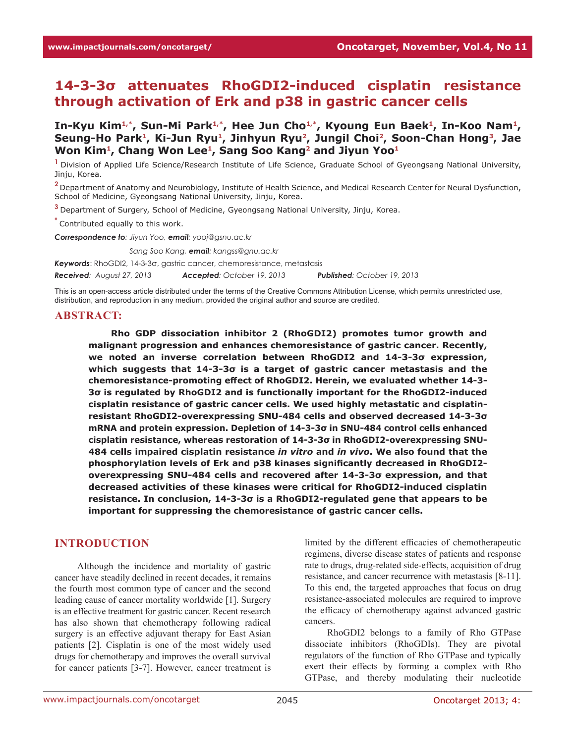# 14-3-3σ attenuates RhoGDI2-induced cisplatin resistance through activation of Erk and p38 in gastric cancer cells

**In-Kyu Kim[1,*], Sun-Mi Park[1,*], Hee Jun Cho[1,*], Kyoung Eun Baek[1], In-Koo Nam[1], Seung-Ho Park[1], Ki-Jun Ryu[1], Jinhyun Ryu[2], Jungil Choi[2], Soon-Chan Hong[3], Jae Won Kim[1], Chang Won Lee[1], Sang Soo Kang[2] and Jiyun Yoo[1]**

[1] Division of Applied Life Science/Research Institute of Life Science, Graduate School of Gyeongsang National University, Jinju, Korea.

[2] Department of Anatomy and Neurobiology, Institute of Health Science, and Medical Research Center for Neural Dysfunction, School of Medicine, Gyeongsang National University, Jinju, Korea.

[3] Department of Surgery, School of Medicine, Gyeongsang National University, Jinju, Korea.

[*] Contributed equally to this work.

***Correspondence to**: Jiyun Yoo, **email**: yooj@gsnu.ac.kr*

*Sang Soo Kang, **email**: kangss@gnu.ac.kr*

***Keywords***: RhoGDI2, 14-3-3σ, gastric cancer, chemoresistance, metastasis

***Received***: *August 27, 2013* ***Accepted***: *October 19, 2013* ***Published***: *October 19, 2013*

This is an open-access article distributed under the terms of the Creative Commons Attribution License, which permits unrestricted use, distribution, and reproduction in any medium, provided the original author and source are credited.

## ABSTRACT:

**Rho GDP dissociation inhibitor 2 (RhoGDI2) promotes tumor growth and malignant progression and enhances chemoresistance of gastric cancer. Recently, we noted an inverse correlation between RhoGDI2 and 14-3-3σ expression, which suggests that 14-3-3σ is a target of gastric cancer metastasis and the chemoresistance-promoting effect of RhoGDI2. Herein, we evaluated whether 14-3-3σ is regulated by RhoGDI2 and is functionally important for the RhoGDI2-induced cisplatin resistance of gastric cancer cells. We used highly metastatic and cisplatin-resistant RhoGDI2-overexpressing SNU-484 cells and observed decreased 14-3-3σ mRNA and protein expression. Depletion of 14-3-3σ in SNU-484 control cells enhanced cisplatin resistance, whereas restoration of 14-3-3σ in RhoGDI2-overexpressing SNU-484 cells impaired cisplatin resistance *in vitro* and *in vivo*. We also found that the phosphorylation levels of Erk and p38 kinases significantly decreased in RhoGDI2-overexpressing SNU-484 cells and recovered after 14-3-3σ expression, and that decreased activities of these kinases were critical for RhoGDI2-induced cisplatin resistance. In conclusion, 14-3-3σ is a RhoGDI2-regulated gene that appears to be important for suppressing the chemoresistance of gastric cancer cells.**

## INTRODUCTION

Although the incidence and mortality of gastric cancer have steadily declined in recent decades, it remains the fourth most common type of cancer and the second leading cause of cancer mortality worldwide [1]. Surgery is an effective treatment for gastric cancer. Recent research has also shown that chemotherapy following radical surgery is an effective adjuvant therapy for East Asian patients [2]. Cisplatin is one of the most widely used drugs for chemotherapy and improves the overall survival for cancer patients [3-7]. However, cancer treatment is limited by the different efficacies of chemotherapeutic regimens, diverse disease states of patients and response rate to drugs, drug-related side-effects, acquisition of drug resistance, and cancer recurrence with metastasis [8-11]. To this end, the targeted approaches that focus on drug resistance-associated molecules are required to improve the efficacy of chemotherapy against advanced gastric cancers.

RhoGDI2 belongs to a family of Rho GTPase dissociate inhibitors (RhoGDIs). They are pivotal regulators of the function of Rho GTPase and typically exert their effects by forming a complex with Rho GTPase, and thereby modulating their nucleotide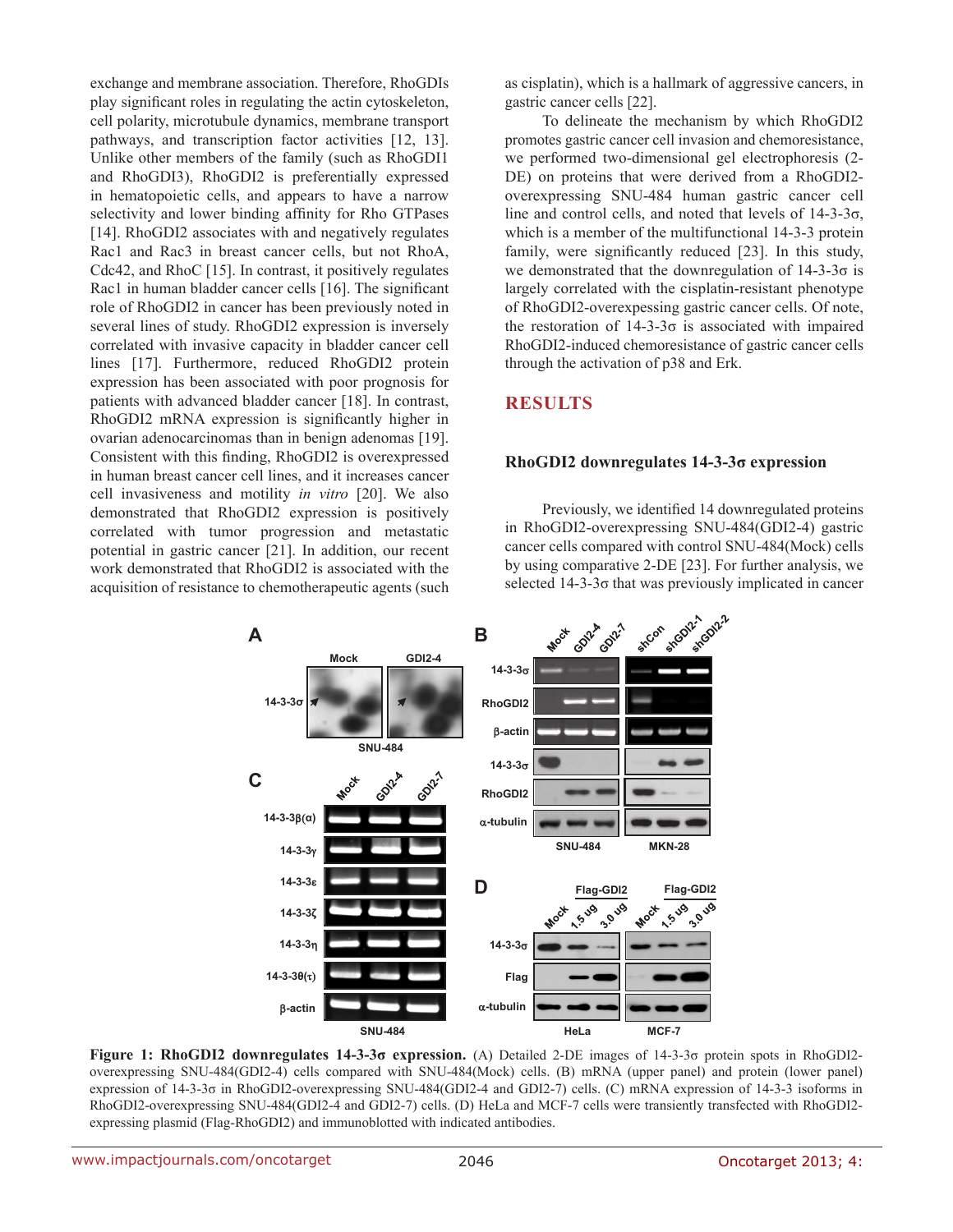exchange and membrane association. Therefore, RhoGDIs play significant roles in regulating the actin cytoskeleton, cell polarity, microtubule dynamics, membrane transport pathways, and transcription factor activities [12, 13]. Unlike other members of the family (such as RhoGDI1 and RhoGDI3), RhoGDI2 is preferentially expressed in hematopoietic cells, and appears to have a narrow selectivity and lower binding affinity for Rho GTPases [14]. RhoGDI2 associates with and negatively regulates Rac1 and Rac3 in breast cancer cells, but not RhoA, Cdc42, and RhoC [15]. In contrast, it positively regulates Rac1 in human bladder cancer cells [16]. The significant role of RhoGDI2 in cancer has been previously noted in several lines of study. RhoGDI2 expression is inversely correlated with invasive capacity in bladder cancer cell lines [17]. Furthermore, reduced RhoGDI2 protein expression has been associated with poor prognosis for patients with advanced bladder cancer [18]. In contrast, RhoGDI2 mRNA expression is significantly higher in ovarian adenocarcinomas than in benign adenomas [19]. Consistent with this finding, RhoGDI2 is overexpressed in human breast cancer cell lines, and it increases cancer cell invasiveness and motility *in vitro* [20]. We also demonstrated that RhoGDI2 expression is positively correlated with tumor progression and metastatic potential in gastric cancer [21]. In addition, our recent work demonstrated that RhoGDI2 is associated with the acquisition of resistance to chemotherapeutic agents (such as cisplatin), which is a hallmark of aggressive cancers, in gastric cancer cells [22].

To delineate the mechanism by which RhoGDI2 promotes gastric cancer cell invasion and chemoresistance, we performed two-dimensional gel electrophoresis (2-DE) on proteins that were derived from a RhoGDI2-overexpressing SNU-484 human gastric cancer cell line and control cells, and noted that levels of 14-3-3σ, which is a member of the multifunctional 14-3-3 protein family, were significantly reduced [23]. In this study, we demonstrated that the downregulation of 14-3-3σ is largely correlated with the cisplatin-resistant phenotype of RhoGDI2-overexpressing gastric cancer cells. Of note, the restoration of 14-3-3σ is associated with impaired RhoGDI2-induced chemoresistance of gastric cancer cells through the activation of p38 and Erk.

# RESULTS

## RhoGDI2 downregulates 14-3-3σ expression

Previously, we identified 14 downregulated proteins in RhoGDI2-overexpressing SNU-484(GDI2-4) gastric cancer cells compared with control SNU-484(Mock) cells by using comparative 2-DE [23]. For further analysis, we selected 14-3-3σ that was previously implicated in cancer

**Figure 1: RhoGDI2 downregulates 14-3-3σ expression.** (A) Detailed 2-DE images of 14-3-3σ protein spots in RhoGDI2-overexpressing SNU-484(GDI2-4) cells compared with SNU-484(Mock) cells. (B) mRNA (upper panel) and protein (lower panel) expression of 14-3-3σ in RhoGDI2-overexpressing SNU-484(GDI2-4 and GDI2-7) cells. (C) mRNA expression of 14-3-3 isoforms in RhoGDI2-overexpressing SNU-484(GDI2-4 and GDI2-7) cells. (D) HeLa and MCF-7 cells were transiently transfected with RhoGDI2-expressing plasmid (Flag-RhoGDI2) and immunoblotted with indicated antibodies.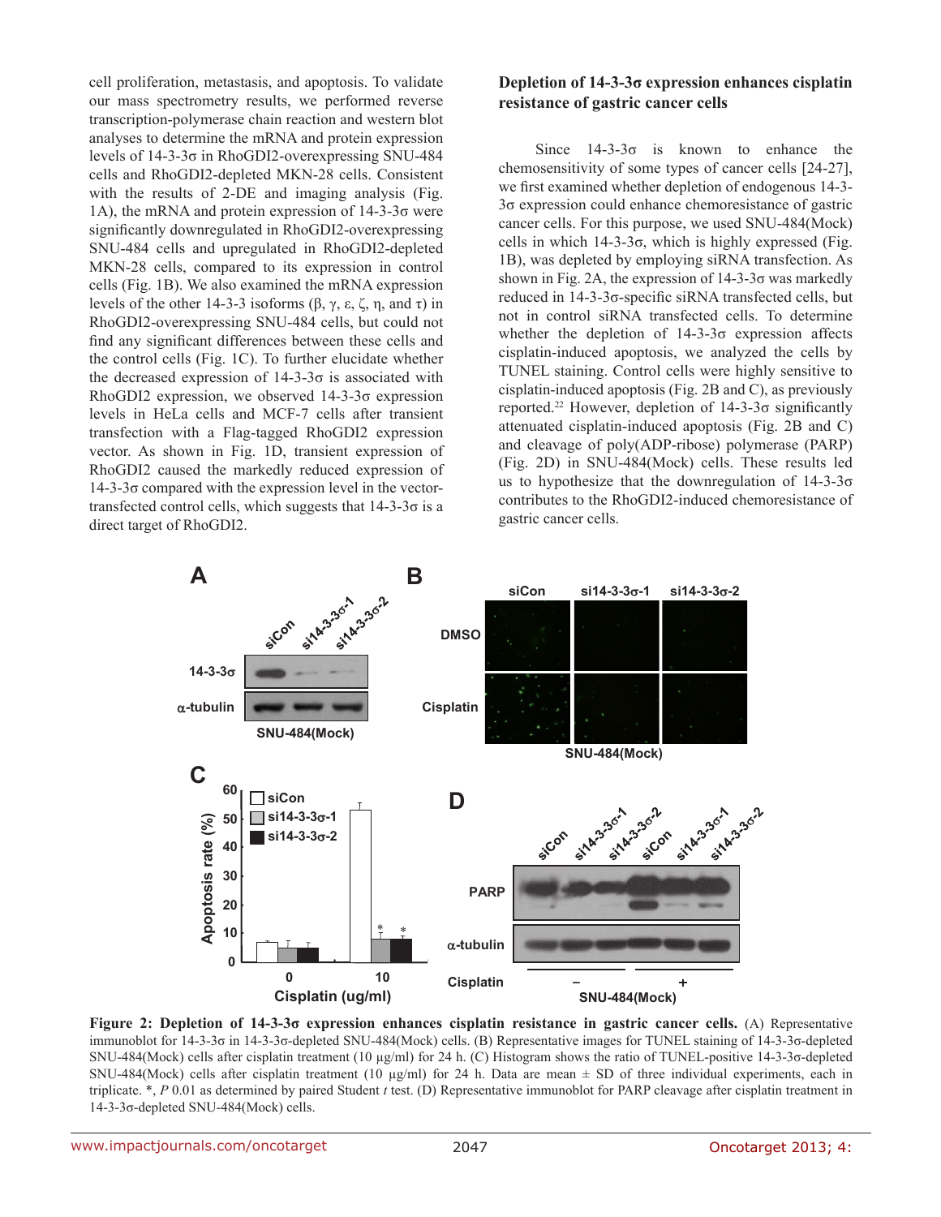cell proliferation, metastasis, and apoptosis. To validate our mass spectrometry results, we performed reverse transcription-polymerase chain reaction and western blot analyses to determine the mRNA and protein expression levels of 14-3-3σ in RhoGDI2-overexpressing SNU-484 cells and RhoGDI2-depleted MKN-28 cells. Consistent with the results of 2-DE and imaging analysis (Fig. 1A), the mRNA and protein expression of 14-3-3σ were significantly downregulated in RhoGDI2-overexpressing SNU-484 cells and upregulated in RhoGDI2-depleted MKN-28 cells, compared to its expression in control cells (Fig. 1B). We also examined the mRNA expression levels of the other 14-3-3 isoforms (β, γ, ε, ζ, η, and τ) in RhoGDI2-overexpressing SNU-484 cells, but could not find any significant differences between these cells and the control cells (Fig. 1C). To further elucidate whether the decreased expression of 14-3-3σ is associated with RhoGDI2 expression, we observed 14-3-3σ expression levels in HeLa cells and MCF-7 cells after transient transfection with a Flag-tagged RhoGDI2 expression vector. As shown in Fig. 1D, transient expression of RhoGDI2 caused the markedly reduced expression of 14-3-3σ compared with the expression level in the vector-transfected control cells, which suggests that 14-3-3σ is a direct target of RhoGDI2.

## Depletion of 14-3-3σ expression enhances cisplatin resistance of gastric cancer cells

Since 14-3-3σ is known to enhance the chemosensitivity of some types of cancer cells [24-27], we first examined whether depletion of endogenous 14-3-3σ expression could enhance chemoresistance of gastric cancer cells. For this purpose, we used SNU-484(Mock) cells in which 14-3-3σ, which is highly expressed (Fig. 1B), was depleted by employing siRNA transfection. As shown in Fig. 2A, the expression of 14-3-3σ was markedly reduced in 14-3-3σ-specific siRNA transfected cells, but not in control siRNA transfected cells. To determine whether the depletion of 14-3-3σ expression affects cisplatin-induced apoptosis, we analyzed the cells by TUNEL staining. Control cells were highly sensitive to cisplatin-induced apoptosis (Fig. 2B and C), as previously reported.[22] However, depletion of 14-3-3σ significantly attenuated cisplatin-induced apoptosis (Fig. 2B and C) and cleavage of poly(ADP-ribose) polymerase (PARP) (Fig. 2D) in SNU-484(Mock) cells. These results led us to hypothesize that the downregulation of 14-3-3σ contributes to the RhoGDI2-induced chemoresistance of gastric cancer cells.

**Figure 2: Depletion of 14-3-3σ expression enhances cisplatin resistance in gastric cancer cells.** (A) Representative immunoblot for 14-3-3σ in 14-3-3σ-depleted SNU-484(Mock) cells. (B) Representative images for TUNEL staining of 14-3-3σ-depleted SNU-484(Mock) cells after cisplatin treatment (10 µg/ml) for 24 h. (C) Histogram shows the ratio of TUNEL-positive 14-3-3σ-depleted SNU-484(Mock) cells after cisplatin treatment (10 µg/ml) for 24 h. Data are mean ± SD of three individual experiments, each in triplicate. *, *P* 0.01 as determined by paired Student *t* test. (D) Representative immunoblot for PARP cleavage after cisplatin treatment in 14-3-3σ-depleted SNU-484(Mock) cells.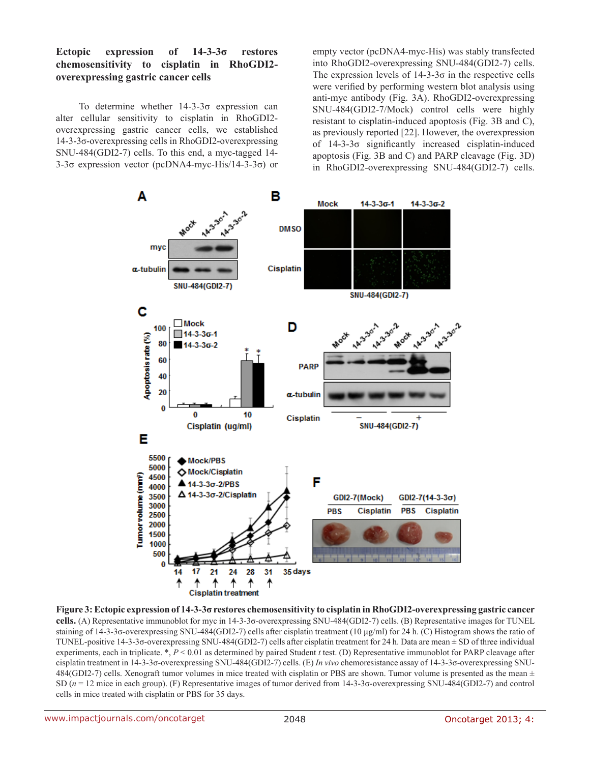### Ectopic expression of 14-3-3σ restores chemosensitivity to cisplatin in RhoGDI2-overexpressing gastric cancer cells

To determine whether 14-3-3σ expression can alter cellular sensitivity to cisplatin in RhoGDI2-overexpressing gastric cancer cells, we established 14-3-3σ-overexpressing cells in RhoGDI2-overexpressing SNU-484(GDI2-7) cells. To this end, a myc-tagged 14-3-3σ expression vector (pcDNA4-myc-His/14-3-3σ) or empty vector (pcDNA4-myc-His) was stably transfected into RhoGDI2-overexpressing SNU-484(GDI2-7) cells. The expression levels of 14-3-3σ in the respective cells were verified by performing western blot analysis using anti-myc antibody (Fig. 3A). RhoGDI2-overexpressing SNU-484(GDI2-7/Mock) control cells were highly resistant to cisplatin-induced apoptosis (Fig. 3B and C), as previously reported [22]. However, the overexpression of 14-3-3σ significantly increased cisplatin-induced apoptosis (Fig. 3B and C) and PARP cleavage (Fig. 3D) in RhoGDI2-overexpressing SNU-484(GDI2-7) cells.

**Figure 3: Ectopic expression of 14-3-3σ restores chemosensitivity to cisplatin in RhoGDI2-overexpressing gastric cancer cells.** (A) Representative immunoblot for myc in 14-3-3σ-overexpressing SNU-484(GDI2-7) cells. (B) Representative images for TUNEL staining of 14-3-3σ-overexpressing SNU-484(GDI2-7) cells after cisplatin treatment (10 μg/ml) for 24 h. (C) Histogram shows the ratio of TUNEL-positive 14-3-3σ-overexpressing SNU-484(GDI2-7) cells after cisplatin treatment for 24 h. Data are mean ± SD of three individual experiments, each in triplicate. *, $P < 0.01$ as determined by paired Student *t* test. (D) Representative immunoblot for PARP cleavage after cisplatin treatment in 14-3-3σ-overexpressing SNU-484(GDI2-7) cells. (E) *In vivo* chemoresistance assay of 14-3-3σ-overexpressing SNU-484(GDI2-7) cells. Xenograft tumor volumes in mice treated with cisplatin or PBS are shown. Tumor volume is presented as the mean ± SD ($n = 12$ mice in each group). (F) Representative images of tumor derived from 14-3-3σ-overexpressing SNU-484(GDI2-7) and control cells in mice treated with cisplatin or PBS for 35 days.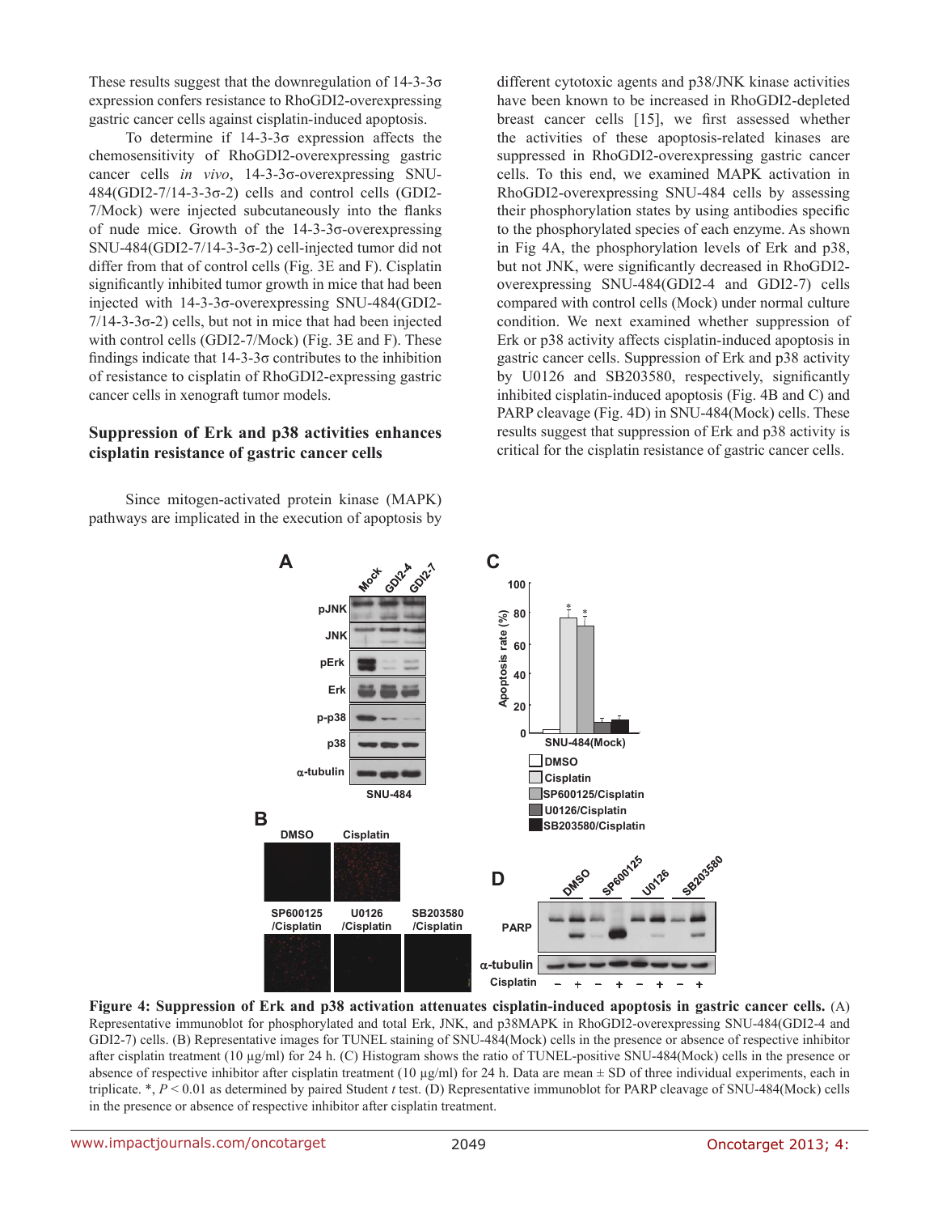These results suggest that the downregulation of 14-3-3σ expression confers resistance to RhoGDI2-overexpressing gastric cancer cells against cisplatin-induced apoptosis.

To determine if 14-3-3σ expression affects the chemosensitivity of RhoGDI2-overexpressing gastric cancer cells *in vivo*, 14-3-3σ-overexpressing SNU-484(GDI2-7/14-3-3σ-2) cells and control cells (GDI2-7/Mock) were injected subcutaneously into the flanks of nude mice. Growth of the 14-3-3σ-overexpressing SNU-484(GDI2-7/14-3-3σ-2) cell-injected tumor did not differ from that of control cells (Fig. 3E and F). Cisplatin significantly inhibited tumor growth in mice that had been injected with 14-3-3σ-overexpressing SNU-484(GDI2-7/14-3-3σ-2) cells, but not in mice that had been injected with control cells (GDI2-7/Mock) (Fig. 3E and F). These findings indicate that 14-3-3σ contributes to the inhibition of resistance to cisplatin of RhoGDI2-expressing gastric cancer cells in xenograft tumor models.

## Suppression of Erk and p38 activities enhances cisplatin resistance of gastric cancer cells

Since mitogen-activated protein kinase (MAPK) pathways are implicated in the execution of apoptosis by different cytotoxic agents and p38/JNK kinase activities have been known to be increased in RhoGDI2-depleted breast cancer cells [15], we first assessed whether the activities of these apoptosis-related kinases are suppressed in RhoGDI2-overexpressing gastric cancer cells. To this end, we examined MAPK activation in RhoGDI2-overexpressing SNU-484 cells by assessing their phosphorylation states by using antibodies specific to the phosphorylated species of each enzyme. As shown in Fig 4A, the phosphorylation levels of Erk and p38, but not JNK, were significantly decreased in RhoGDI2-overexpressing SNU-484(GDI2-4 and GDI2-7) cells compared with control cells (Mock) under normal culture condition. We next examined whether suppression of Erk or p38 activity affects cisplatin-induced apoptosis in gastric cancer cells. Suppression of Erk and p38 activity by U0126 and SB203580, respectively, significantly inhibited cisplatin-induced apoptosis (Fig. 4B and C) and PARP cleavage (Fig. 4D) in SNU-484(Mock) cells. These results suggest that suppression of Erk and p38 activity is critical for the cisplatin resistance of gastric cancer cells.

**Figure 4: Suppression of Erk and p38 activation attenuates cisplatin-induced apoptosis in gastric cancer cells.** (A) Representative immunoblot for phosphorylated and total Erk, JNK, and p38MAPK in RhoGDI2-overexpressing SNU-484(GDI2-4 and GDI2-7) cells. (B) Representative images for TUNEL staining of SNU-484(Mock) cells in the presence or absence of respective inhibitor after cisplatin treatment (10 μg/ml) for 24 h. (C) Histogram shows the ratio of TUNEL-positive SNU-484(Mock) cells in the presence or absence of respective inhibitor after cisplatin treatment (10 μg/ml) for 24 h. Data are mean ± SD of three individual experiments, each in triplicate. *, $P < 0.01$ as determined by paired Student *t* test. (D) Representative immunoblot for PARP cleavage of SNU-484(Mock) cells in the presence or absence of respective inhibitor after cisplatin treatment.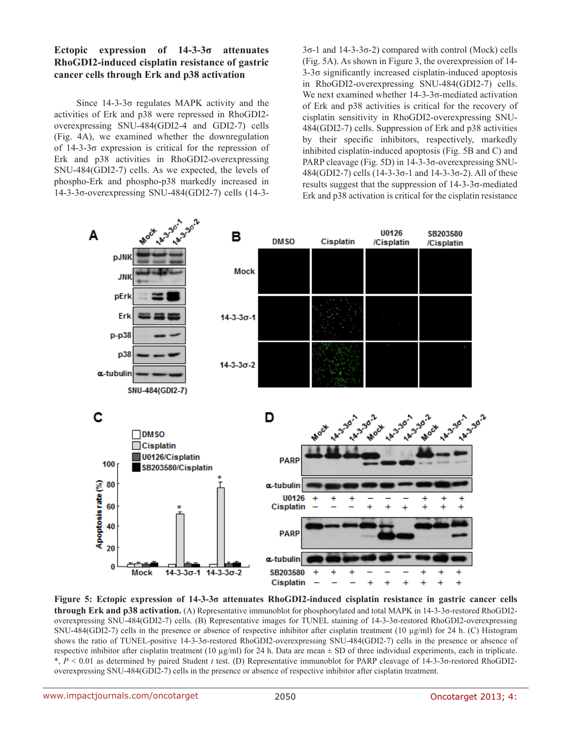### Ectopic expression of 14-3-3σ attenuates RhoGDI2-induced cisplatin resistance of gastric cancer cells through Erk and p38 activation

Since 14-3-3σ regulates MAPK activity and the activities of Erk and p38 were repressed in RhoGDI2-overexpressing SNU-484(GDI2-4 and GDI2-7) cells (Fig. 4A), we examined whether the downregulation of 14-3-3σ expression is critical for the repression of Erk and p38 activities in RhoGDI2-overexpressing SNU-484(GDI2-7) cells. As we expected, the levels of phospho-Erk and phospho-p38 markedly increased in 14-3-3σ-overexpressing SNU-484(GDI2-7) cells (14-3-3σ-1 and 14-3-3σ-2) compared with control (Mock) cells (Fig. 5A). As shown in Figure 3, the overexpression of 14-3-3σ significantly increased cisplatin-induced apoptosis in RhoGDI2-overexpressing SNU-484(GDI2-7) cells. We next examined whether 14-3-3σ-mediated activation of Erk and p38 activities is critical for the recovery of cisplatin sensitivity in RhoGDI2-overexpressing SNU-484(GDI2-7) cells. Suppression of Erk and p38 activities by their specific inhibitors, respectively, markedly inhibited cisplatin-induced apoptosis (Fig. 5B and C) and PARP cleavage (Fig. 5D) in 14-3-3σ-overexpressing SNU-484(GDI2-7) cells (14-3-3σ-1 and 14-3-3σ-2). All of these results suggest that the suppression of 14-3-3σ-mediated Erk and p38 activation is critical for the cisplatin resistance

**Figure 5: Ectopic expression of 14-3-3σ attenuates RhoGDI2-induced cisplatin resistance in gastric cancer cells through Erk and p38 activation.** (A) Representative immunoblot for phosphorylated and total MAPK in 14-3-3σ-restored RhoGDI2-overexpressing SNU-484(GDI2-7) cells. (B) Representative images for TUNEL staining of 14-3-3σ-restored RhoGDI2-overexpressing SNU-484(GDI2-7) cells in the presence or absence of respective inhibitor after cisplatin treatment (10 μg/ml) for 24 h. (C) Histogram shows the ratio of TUNEL-positive 14-3-3σ-restored RhoGDI2-overexpressing SNU-484(GDI2-7) cells in the presence or absence of respective inhibitor after cisplatin treatment (10 μg/ml) for 24 h. Data are mean ± SD of three individual experiments, each in triplicate. *, $P < 0.01$ as determined by paired Student *t* test. (D) Representative immunoblot for PARP cleavage of 14-3-3σ-restored RhoGDI2-overexpressing SNU-484(GDI2-7) cells in the presence or absence of respective inhibitor after cisplatin treatment.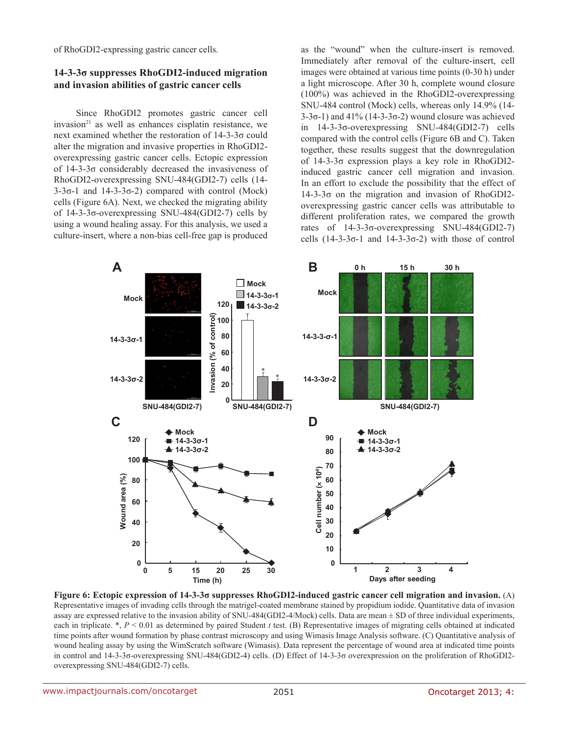of RhoGDI2-expressing gastric cancer cells.

### 14-3-3σ suppresses RhoGDI2-induced migration and invasion abilities of gastric cancer cells

Since RhoGDI2 promotes gastric cancer cell invasion[21] as well as enhances cisplatin resistance, we next examined whether the restoration of 14-3-3σ could alter the migration and invasive properties in RhoGDI2-overexpressing gastric cancer cells. Ectopic expression of 14-3-3σ considerably decreased the invasiveness of RhoGDI2-overexpressing SNU-484(GDI2-7) cells (14-3-3σ-1 and 14-3-3σ-2) compared with control (Mock) cells (Figure 6A). Next, we checked the migrating ability of 14-3-3σ-overexpressing SNU-484(GDI2-7) cells by using a wound healing assay. For this analysis, we used a culture-insert, where a non-bias cell-free gap is produced as the "wound" when the culture-insert is removed. Immediately after removal of the culture-insert, cell images were obtained at various time points (0-30 h) under a light microscope. After 30 h, complete wound closure (100%) was achieved in the RhoGDI2-overexpressing SNU-484 control (Mock) cells, whereas only 14.9% (14-3-3σ-1) and 41% (14-3-3σ-2) wound closure was achieved in 14-3-3σ-overexpressing SNU-484(GDI2-7) cells compared with the control cells (Figure 6B and C). Taken together, these results suggest that the downregulation of 14-3-3σ expression plays a key role in RhoGDI2-induced gastric cancer cell migration and invasion. In an effort to exclude the possibility that the effect of 14-3-3σ on the migration and invasion of RhoGDI2-overexpressing gastric cancer cells was attributable to different proliferation rates, we compared the growth rates of 14-3-3σ-overexpressing SNU-484(GDI2-7) cells (14-3-3σ-1 and 14-3-3σ-2) with those of control

**Figure 6: Ectopic expression of 14-3-3σ suppresses RhoGDI2-induced gastric cancer cell migration and invasion.** (A) Representative images of invading cells through the matrigel-coated membrane stained by propidium iodide. Quantitative data of invasion assay are expressed relative to the invasion ability of SNU-484(GDI2-4/Mock) cells. Data are mean ± SD of three individual experiments, each in triplicate. *, $P < 0.01$ as determined by paired Student *t* test. (B) Representative images of migrating cells obtained at indicated time points after wound formation by phase contrast microscopy and using Wimasis Image Analysis software. (C) Quantitative analysis of wound healing assay by using the WimScratch software (Wimasis). Data represent the percentage of wound area at indicated time points in control and 14-3-3σ-overexpressing SNU-484(GDI2-4) cells. (D) Effect of 14-3-3σ overexpression on the proliferation of RhoGDI2-overexpressing SNU-484(GDI2-7) cells.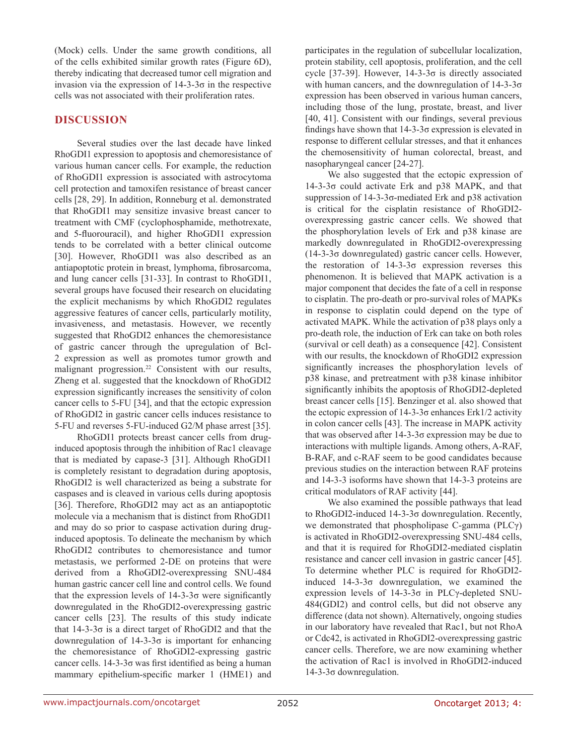(Mock) cells. Under the same growth conditions, all of the cells exhibited similar growth rates (Figure 6D), thereby indicating that decreased tumor cell migration and invasion via the expression of 14-3-3σ in the respective cells was not associated with their proliferation rates.

## DISCUSSION

Several studies over the last decade have linked RhoGDI1 expression to apoptosis and chemoresistance of various human cancer cells. For example, the reduction of RhoGDI1 expression is associated with astrocytoma cell protection and tamoxifen resistance of breast cancer cells [28, 29]. In addition, Ronneburg et al. demonstrated that RhoGDI1 may sensitize invasive breast cancer to treatment with CMF (cyclophosphamide, methotrexate, and 5-fluorouracil), and higher RhoGDI1 expression tends to be correlated with a better clinical outcome [30]. However, RhoGDI1 was also described as an antiapoptotic protein in breast, lymphoma, fibrosarcoma, and lung cancer cells [31-33]. In contrast to RhoGDI1, several groups have focused their research on elucidating the explicit mechanisms by which RhoGDI2 regulates aggressive features of cancer cells, particularly motility, invasiveness, and metastasis. However, we recently suggested that RhoGDI2 enhances the chemoresistance of gastric cancer through the upregulation of Bcl-2 expression as well as promotes tumor growth and malignant progression.[22] Consistent with our results, Zheng et al. suggested that the knockdown of RhoGDI2 expression significantly increases the sensitivity of colon cancer cells to 5-FU [34], and that the ectopic expression of RhoGDI2 in gastric cancer cells induces resistance to 5-FU and reverses 5-FU-induced G2/M phase arrest [35].

RhoGDI1 protects breast cancer cells from drug-induced apoptosis through the inhibition of Rac1 cleavage that is mediated by capase-3 [31]. Although RhoGDI1 is completely resistant to degradation during apoptosis, RhoGDI2 is well characterized as being a substrate for caspases and is cleaved in various cells during apoptosis [36]. Therefore, RhoGDI2 may act as an antiapoptotic molecule via a mechanism that is distinct from RhoGDI1 and may do so prior to caspase activation during drug-induced apoptosis. To delineate the mechanism by which RhoGDI2 contributes to chemoresistance and tumor metastasis, we performed 2-DE on proteins that were derived from a RhoGDI2-overexpressing SNU-484 human gastric cancer cell line and control cells. We found that the expression levels of 14-3-3σ were significantly downregulated in the RhoGDI2-overexpressing gastric cancer cells [23]. The results of this study indicate that 14-3-3σ is a direct target of RhoGDI2 and that the downregulation of 14-3-3σ is important for enhancing the chemoresistance of RhoGDI2-expressing gastric cancer cells. 14-3-3σ was first identified as being a human mammary epithelium-specific marker 1 (HME1) and participates in the regulation of subcellular localization, protein stability, cell apoptosis, proliferation, and the cell cycle [37-39]. However, 14-3-3σ is directly associated with human cancers, and the downregulation of 14-3-3σ expression has been observed in various human cancers, including those of the lung, prostate, breast, and liver [40, 41]. Consistent with our findings, several previous findings have shown that 14-3-3σ expression is elevated in response to different cellular stresses, and that it enhances the chemosensitivity of human colorectal, breast, and nasopharyngeal cancer [24-27].

We also suggested that the ectopic expression of 14-3-3σ could activate Erk and p38 MAPK, and that suppression of 14-3-3σ-mediated Erk and p38 activation is critical for the cisplatin resistance of RhoGDI2-overexpressing gastric cancer cells. We showed that the phosphorylation levels of Erk and p38 kinase are markedly downregulated in RhoGDI2-overexpressing (14-3-3σ downregulated) gastric cancer cells. However, the restoration of 14-3-3σ expression reverses this phenomenon. It is believed that MAPK activation is a major component that decides the fate of a cell in response to cisplatin. The pro-death or pro-survival roles of MAPKs in response to cisplatin could depend on the type of activated MAPK. While the activation of p38 plays only a pro-death role, the induction of Erk can take on both roles (survival or cell death) as a consequence [42]. Consistent with our results, the knockdown of RhoGDI2 expression significantly increases the phosphorylation levels of p38 kinase, and pretreatment with p38 kinase inhibitor significantly inhibits the apoptosis of RhoGDI2-depleted breast cancer cells [15]. Benzinger et al. also showed that the ectopic expression of 14-3-3σ enhances Erk1/2 activity in colon cancer cells [43]. The increase in MAPK activity that was observed after 14-3-3σ expression may be due to interactions with multiple ligands. Among others, A-RAF, B-RAF, and c-RAF seem to be good candidates because previous studies on the interaction between RAF proteins and 14-3-3 isoforms have shown that 14-3-3 proteins are critical modulators of RAF activity [44].

We also examined the possible pathways that lead to RhoGDI2-induced 14-3-3σ downregulation. Recently, we demonstrated that phospholipase C-gamma (PLCγ) is activated in RhoGDI2-overexpressing SNU-484 cells, and that it is required for RhoGDI2-mediated cisplatin resistance and cancer cell invasion in gastric cancer [45]. To determine whether PLC is required for RhoGDI2-induced 14-3-3σ downregulation, we examined the expression levels of 14-3-3σ in PLCγ-depleted SNU-484(GDI2) and control cells, but did not observe any difference (data not shown). Alternatively, ongoing studies in our laboratory have revealed that Rac1, but not RhoA or Cdc42, is activated in RhoGDI2-overexpressing gastric cancer cells. Therefore, we are now examining whether the activation of Rac1 is involved in RhoGDI2-induced 14-3-3σ downregulation.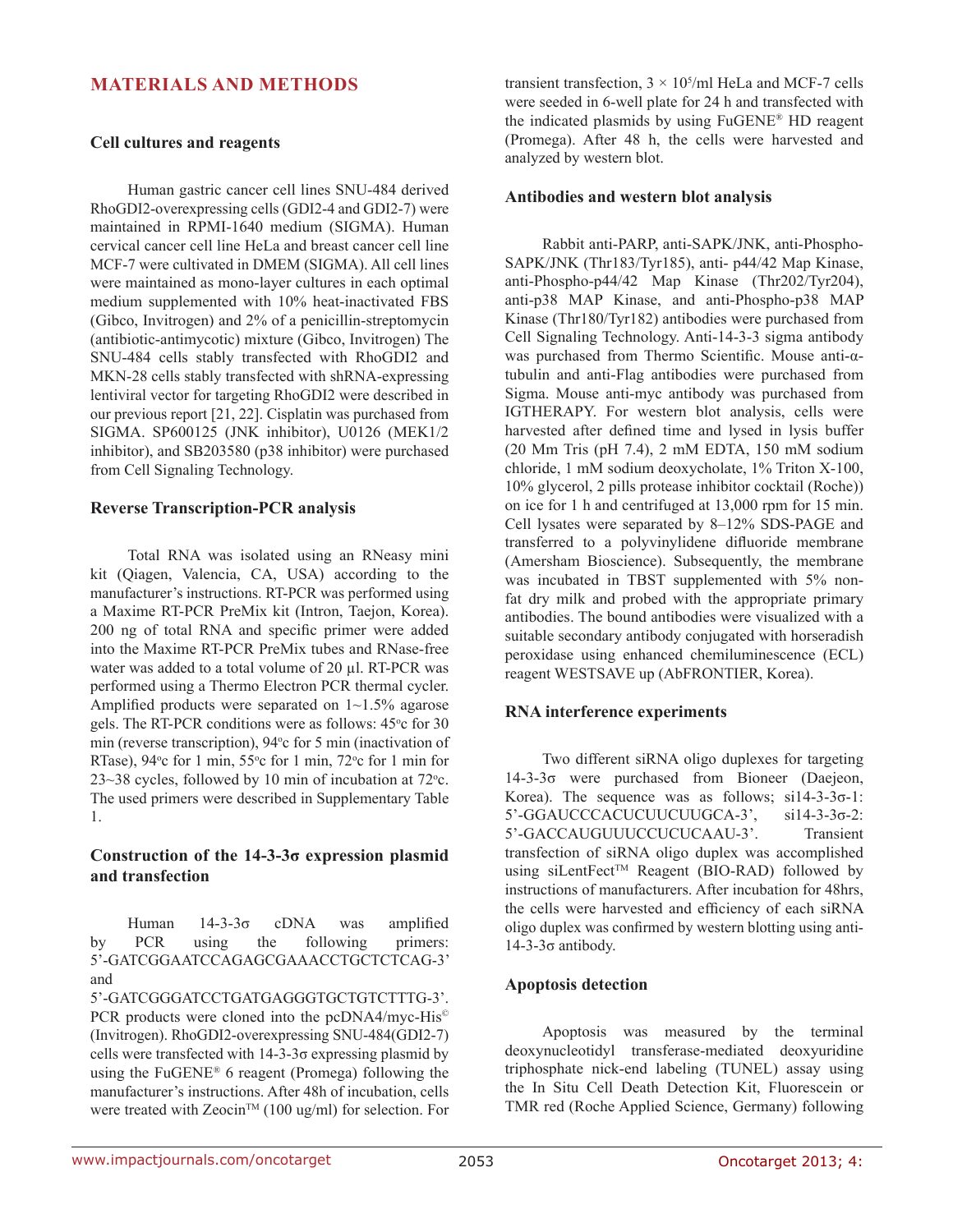## MATERIALS AND METHODS

### Cell cultures and reagents

Human gastric cancer cell lines SNU-484 derived RhoGDI2-overexpressing cells (GDI2-4 and GDI2-7) were maintained in RPMI-1640 medium (SIGMA). Human cervical cancer cell line HeLa and breast cancer cell line MCF-7 were cultivated in DMEM (SIGMA). All cell lines were maintained as mono-layer cultures in each optimal medium supplemented with 10% heat-inactivated FBS (Gibco, Invitrogen) and 2% of a penicillin-streptomycin (antibiotic-antimycotic) mixture (Gibco, Invitrogen) The SNU-484 cells stably transfected with RhoGDI2 and MKN-28 cells stably transfected with shRNA-expressing lentiviral vector for targeting RhoGDI2 were described in our previous report [21, 22]. Cisplatin was purchased from SIGMA. SP600125 (JNK inhibitor), U0126 (MEK1/2 inhibitor), and SB203580 (p38 inhibitor) were purchased from Cell Signaling Technology.

### Reverse Transcription-PCR analysis

Total RNA was isolated using an RNeasy mini kit (Qiagen, Valencia, CA, USA) according to the manufacturer's instructions. RT-PCR was performed using a Maxime RT-PCR PreMix kit (Intron, Taejon, Korea). 200 ng of total RNA and specific primer were added into the Maxime RT-PCR PreMix tubes and RNase-free water was added to a total volume of 20 µl. RT-PCR was performed using a Thermo Electron PCR thermal cycler. Amplified products were separated on 1~1.5% agarose gels. The RT-PCR conditions were as follows: 45°c for 30 min (reverse transcription), 94°c for 5 min (inactivation of RTase), 94°c for 1 min, 55°c for 1 min, 72°c for 1 min for 23~38 cycles, followed by 10 min of incubation at 72°c. The used primers were described in Supplementary Table 1.

### Construction of the 14-3-3σ expression plasmid and transfection

Human 14-3-3σ cDNA was amplified by PCR using the following primers: 5'-GATCGGAATCCAGAGCGAAACCTGCTCTCAG-3' and 5'-GATCGGGATCCTGATGAGGGTGCTGTCTTTG-3'. PCR products were cloned into the pcDNA4/myc-His© (Invitrogen). RhoGDI2-overexpressing SNU-484(GDI2-7) cells were transfected with 14-3-3σ expressing plasmid by using the FuGENE® 6 reagent (Promega) following the manufacturer's instructions. After 48h of incubation, cells were treated with Zeocin™ (100 ug/ml) for selection. For transient transfection, $3 \times 10^5$/ml HeLa and MCF-7 cells were seeded in 6-well plate for 24 h and transfected with the indicated plasmids by using FuGENE® HD reagent (Promega). After 48 h, the cells were harvested and analyzed by western blot.

### Antibodies and western blot analysis

Rabbit anti-PARP, anti-SAPK/JNK, anti-Phospho-SAPK/JNK (Thr183/Tyr185), anti- p44/42 Map Kinase, anti-Phospho-p44/42 Map Kinase (Thr202/Tyr204), anti-p38 MAP Kinase, and anti-Phospho-p38 MAP Kinase (Thr180/Tyr182) antibodies were purchased from Cell Signaling Technology. Anti-14-3-3 sigma antibody was purchased from Thermo Scientific. Mouse anti-α-tubulin and anti-Flag antibodies were purchased from Sigma. Mouse anti-myc antibody was purchased from IGTHERAPY. For western blot analysis, cells were harvested after defined time and lysed in lysis buffer (20 Mm Tris (pH 7.4), 2 mM EDTA, 150 mM sodium chloride, 1 mM sodium deoxycholate, 1% Triton X-100, 10% glycerol, 2 pills protease inhibitor cocktail (Roche)) on ice for 1 h and centrifuged at 13,000 rpm for 15 min. Cell lysates were separated by 8–12% SDS-PAGE and transferred to a polyvinylidene difluoride membrane (Amersham Bioscience). Subsequently, the membrane was incubated in TBST supplemented with 5% non-fat dry milk and probed with the appropriate primary antibodies. The bound antibodies were visualized with a suitable secondary antibody conjugated with horseradish peroxidase using enhanced chemiluminescence (ECL) reagent WESTSAVE up (AbFRONTIER, Korea).

### RNA interference experiments

Two different siRNA oligo duplexes for targeting 14-3-3σ were purchased from Bioneer (Daejeon, Korea). The sequence was as follows; si14-3-3σ-1: 5'-GGAUCCCACUCUUCUUGCA-3', si14-3-3σ-2: 5'-GACCAUGUUUCCUCUCAAU-3'. Transient transfection of siRNA oligo duplex was accomplished using siLentFect™ Reagent (BIO-RAD) followed by instructions of manufacturers. After incubation for 48hrs, the cells were harvested and efficiency of each siRNA oligo duplex was confirmed by western blotting using anti-14-3-3σ antibody.

### Apoptosis detection

Apoptosis was measured by the terminal deoxynucleotidyl transferase-mediated deoxyuridine triphosphate nick-end labeling (TUNEL) assay using the In Situ Cell Death Detection Kit, Fluorescein or TMR red (Roche Applied Science, Germany) following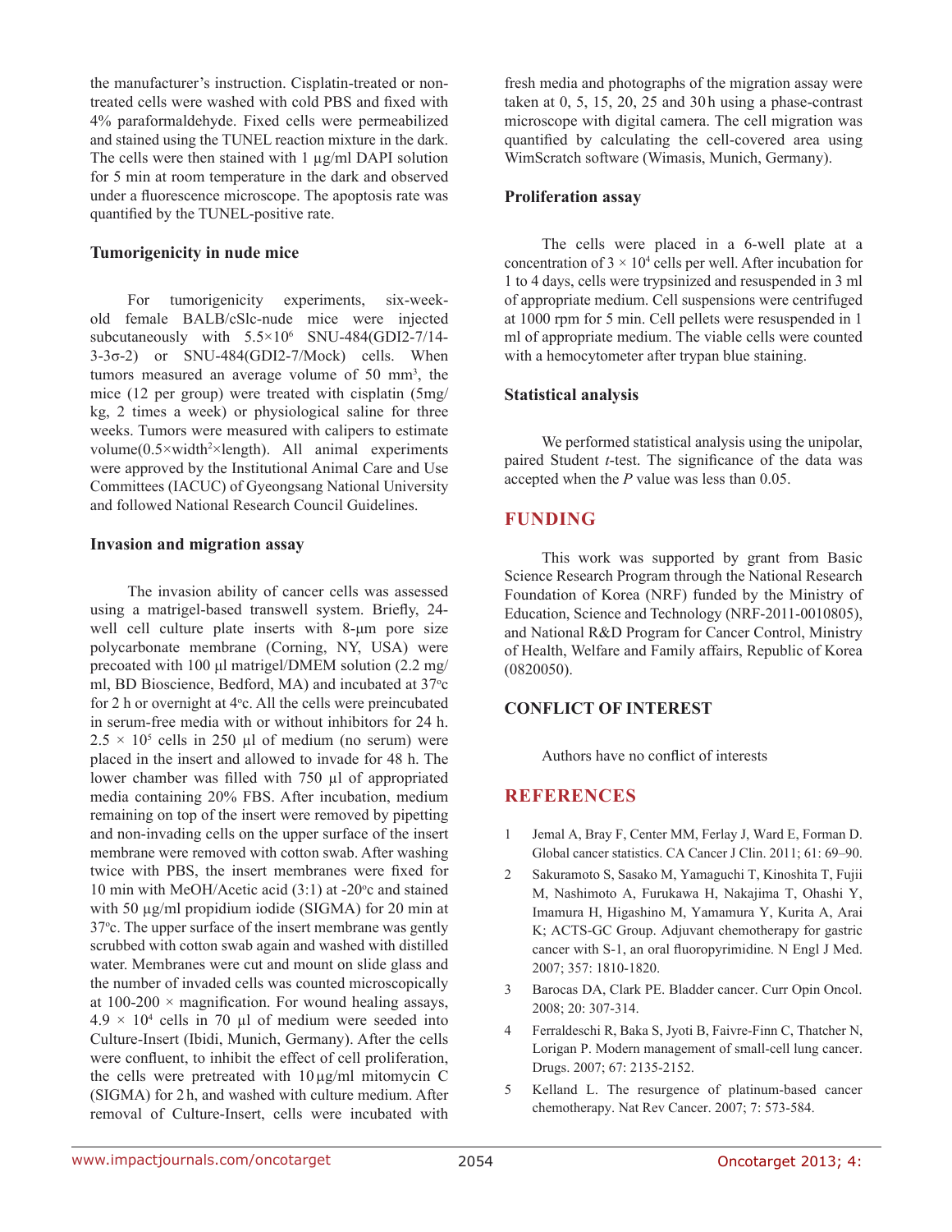the manufacturer's instruction. Cisplatin-treated or non-treated cells were washed with cold PBS and fixed with 4% paraformaldehyde. Fixed cells were permeabilized and stained using the TUNEL reaction mixture in the dark. The cells were then stained with 1 μg/ml DAPI solution for 5 min at room temperature in the dark and observed under a fluorescence microscope. The apoptosis rate was quantified by the TUNEL-positive rate.

### Tumorigenicity in nude mice

For tumorigenicity experiments, six-week-old female BALB/cSlc-nude mice were injected subcutaneously with $5.5 \times 10^6$ SNU-484(GDI2-7/14-3-3σ-2) or SNU-484(GDI2-7/Mock) cells. When tumors measured an average volume of 50 $mm^3$, the mice (12 per group) were treated with cisplatin (5mg/kg, 2 times a week) or physiological saline for three weeks. Tumors were measured with calipers to estimate volume($0.5 \times width^2 \times length$). All animal experiments were approved by the Institutional Animal Care and Use Committees (IACUC) of Gyeongsang National University and followed National Research Council Guidelines.

### Invasion and migration assay

The invasion ability of cancer cells was assessed using a matrigel-based transwell system. Briefly, 24-well cell culture plate inserts with 8-μm pore size polycarbonate membrane (Corning, NY, USA) were precoated with 100 μl matrigel/DMEM solution (2.2 mg/ml, BD Bioscience, Bedford, MA) and incubated at 37°c for 2 h or overnight at 4°c. All the cells were preincubated in serum-free media with or without inhibitors for 24 h. $2.5 \times 10^5$ cells in 250 μl of medium (no serum) were placed in the insert and allowed to invade for 48 h. The lower chamber was filled with 750 μl of appropriated media containing 20% FBS. After incubation, medium remaining on top of the insert were removed by pipetting and non-invading cells on the upper surface of the insert membrane were removed with cotton swab. After washing twice with PBS, the insert membranes were fixed for 10 min with MeOH/Acetic acid (3:1) at -20°c and stained with 50 μg/ml propidium iodide (SIGMA) for 20 min at 37°c. The upper surface of the insert membrane was gently scrubbed with cotton swab again and washed with distilled water. Membranes were cut and mount on slide glass and the number of invaded cells was counted microscopically at 100-200 × magnification. For wound healing assays, $4.9 \times 10^4$ cells in 70 μl of medium were seeded into Culture-Insert (Ibidi, Munich, Germany). After the cells were confluent, to inhibit the effect of cell proliferation, the cells were pretreated with 10 μg/ml mitomycin C (SIGMA) for 2 h, and washed with culture medium. After removal of Culture-Insert, cells were incubated with fresh media and photographs of the migration assay were taken at 0, 5, 15, 20, 25 and 30 h using a phase-contrast microscope with digital camera. The cell migration was quantified by calculating the cell-covered area using WimScratch software (Wimasis, Munich, Germany).

### Proliferation assay

The cells were placed in a 6-well plate at a concentration of $3 \times 10^4$ cells per well. After incubation for 1 to 4 days, cells were trypsinized and resuspended in 3 ml of appropriate medium. Cell suspensions were centrifuged at 1000 rpm for 5 min. Cell pellets were resuspended in 1 ml of appropriate medium. The viable cells were counted with a hemocytometer after trypan blue staining.

### Statistical analysis

We performed statistical analysis using the unipolar, paired Student *t*-test. The significance of the data was accepted when the *P* value was less than 0.05.

## FUNDING

This work was supported by grant from Basic Science Research Program through the National Research Foundation of Korea (NRF) funded by the Ministry of Education, Science and Technology (NRF-2011-0010805), and National R&D Program for Cancer Control, Ministry of Health, Welfare and Family affairs, Republic of Korea (0820050).

## CONFLICT OF INTEREST

Authors have no conflict of interests

## REFERENCES

1. Jemal A, Bray F, Center MM, Ferlay J, Ward E, Forman D. Global cancer statistics. CA Cancer J Clin. 2011; 61: 69–90.
2. Sakuramoto S, Sasako M, Yamaguchi T, Kinoshita T, Fujii M, Nashimoto A, Furukawa H, Nakajima T, Ohashi Y, Imamura H, Higashino M, Yamamura Y, Kurita A, Arai K; ACTS-GC Group. Adjuvant chemotherapy for gastric cancer with S-1, an oral fluoropyrimidine. N Engl J Med. 2007; 357: 1810-1820.
3. Barocas DA, Clark PE. Bladder cancer. Curr Opin Oncol. 2008; 20: 307-314.
4. Ferraldeschi R, Baka S, Jyoti B, Faivre-Finn C, Thatcher N, Lorigan P. Modern management of small-cell lung cancer. Drugs. 2007; 67: 2135-2152.
5. Kelland L. The resurgence of platinum-based cancer chemotherapy. Nat Rev Cancer. 2007; 7: 573-584.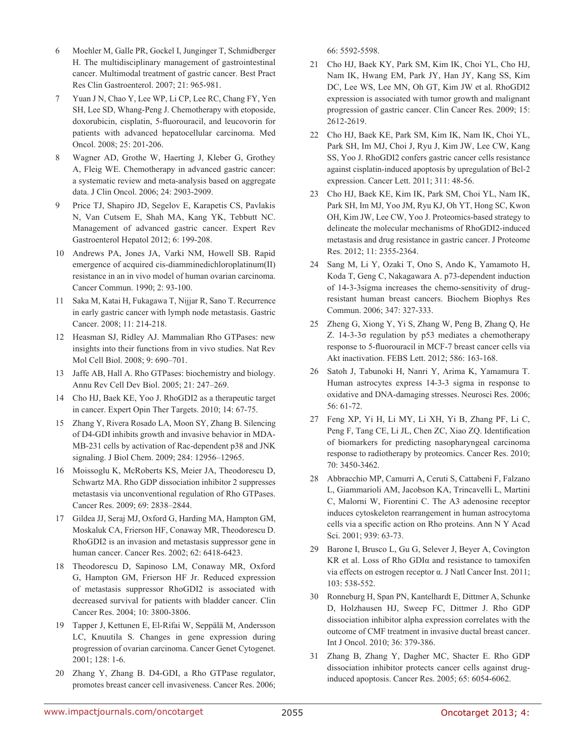6. Moehler M, Galle PR, Gockel I, Junginger T, Schmidberger H. The multidisciplinary management of gastrointestinal cancer. Multimodal treatment of gastric cancer. Best Pract Res Clin Gastroenterol. 2007; 21: 965-981.

7. Yuan J N, Chao Y, Lee WP, Li CP, Lee RC, Chang FY, Yen SH, Lee SD, Whang-Peng J. Chemotherapy with etoposide, doxorubicin, cisplatin, 5-fluorouracil, and leucovorin for patients with advanced hepatocellular carcinoma. Med Oncol. 2008; 25: 201-206.

8. Wagner AD, Grothe W, Haerting J, Kleber G, Grothey A, Fleig WE. Chemotherapy in advanced gastric cancer: a systematic review and meta-analysis based on aggregate data. J Clin Oncol. 2006; 24: 2903-2909.

9. Price TJ, Shapiro JD, Segelov E, Karapetis CS, Pavlakis N, Van Cutsem E, Shah MA, Kang YK, Tebbutt NC. Management of advanced gastric cancer. Expert Rev Gastroenterol Hepatol 2012; 6: 199-208.

10. Andrews PA, Jones JA, Varki NM, Howell SB. Rapid emergence of acquired cis-diamminedichloroplatinum(II) resistance in an in vivo model of human ovarian carcinoma. Cancer Commun. 1990; 2: 93-100.

11. Saka M, Katai H, Fukagawa T, Nijjar R, Sano T. Recurrence in early gastric cancer with lymph node metastasis. Gastric Cancer. 2008; 11: 214-218.

12. Heasman SJ, Ridley AJ. Mammalian Rho GTPases: new insights into their functions from in vivo studies. Nat Rev Mol Cell Biol. 2008; 9: 690–701.

13. Jaffe AB, Hall A. Rho GTPases: biochemistry and biology. Annu Rev Cell Dev Biol. 2005; 21: 247–269.

14. Cho HJ, Baek KE, Yoo J. RhoGDI2 as a therapeutic target in cancer. Expert Opin Ther Targets. 2010; 14: 67-75.

15. Zhang Y, Rivera Rosado LA, Moon SY, Zhang B. Silencing of D4-GDI inhibits growth and invasive behavior in MDA-MB-231 cells by activation of Rac-dependent p38 and JNK signaling. J Biol Chem. 2009; 284: 12956–12965.

16. Moissoglu K, McRoberts KS, Meier JA, Theodorescu D, Schwartz MA. Rho GDP dissociation inhibitor 2 suppresses metastasis via unconventional regulation of Rho GTPases. Cancer Res. 2009; 69: 2838–2844.

17. Gildea JJ, Seraj MJ, Oxford G, Harding MA, Hampton GM, Moskaluk CA, Frierson HF, Conaway MR, Theodorescu D. RhoGDI2 is an invasion and metastasis suppressor gene in human cancer. Cancer Res. 2002; 62: 6418-6423.

18. Theodorescu D, Sapinoso LM, Conaway MR, Oxford G, Hampton GM, Frierson HF Jr. Reduced expression of metastasis suppressor RhoGDI2 is associated with decreased survival for patients with bladder cancer. Clin Cancer Res. 2004; 10: 3800-3806.

19. Tapper J, Kettunen E, El-Rifai W, Seppälä M, Andersson LC, Knuutila S. Changes in gene expression during progression of ovarian carcinoma. Cancer Genet Cytogenet. 2001; 128: 1-6.

20. Zhang Y, Zhang B. D4-GDI, a Rho GTPase regulator, promotes breast cancer cell invasiveness. Cancer Res. 2006; 66: 5592-5598.

21. Cho HJ, Baek KY, Park SM, Kim IK, Choi YL, Cho HJ, Nam IK, Hwang EM, Park JY, Han JY, Kang SS, Kim DC, Lee WS, Lee MN, Oh GT, Kim JW et al. RhoGDI2 expression is associated with tumor growth and malignant progression of gastric cancer. Clin Cancer Res. 2009; 15: 2612-2619.

22. Cho HJ, Baek KE, Park SM, Kim IK, Nam IK, Choi YL, Park SH, Im MJ, Choi J, Ryu J, Kim JW, Lee CW, Kang SS, Yoo J. RhoGDI2 confers gastric cancer cells resistance against cisplatin-induced apoptosis by upregulation of Bcl-2 expression. Cancer Lett. 2011; 311: 48-56.

23. Cho HJ, Baek KE, Kim IK, Park SM, Choi YL, Nam IK, Park SH, Im MJ, Yoo JM, Ryu KJ, Oh YT, Hong SC, Kwon OH, Kim JW, Lee CW, Yoo J. Proteomics-based strategy to delineate the molecular mechanisms of RhoGDI2-induced metastasis and drug resistance in gastric cancer. J Proteome Res. 2012; 11: 2355-2364.

24. Sang M, Li Y, Ozaki T, Ono S, Ando K, Yamamoto H, Koda T, Geng C, Nakagawara A. p73-dependent induction of 14-3-3sigma increases the chemo-sensitivity of drug-resistant human breast cancers. Biochem Biophys Res Commun. 2006; 347: 327-333.

25. Zheng G, Xiong Y, Yi S, Zhang W, Peng B, Zhang Q, He Z. 14-3-3σ regulation by p53 mediates a chemotherapy response to 5-fluorouracil in MCF-7 breast cancer cells via Akt inactivation. FEBS Lett. 2012; 586: 163-168.

26. Satoh J, Tabunoki H, Nanri Y, Arima K, Yamamura T. Human astrocytes express 14-3-3 sigma in response to oxidative and DNA-damaging stresses. Neurosci Res. 2006; 56: 61-72.

27. Feng XP, Yi H, Li MY, Li XH, Yi B, Zhang PF, Li C, Peng F, Tang CE, Li JL, Chen ZC, Xiao ZQ. Identification of biomarkers for predicting nasopharyngeal carcinoma response to radiotherapy by proteomics. Cancer Res. 2010; 70: 3450-3462.

28. Abbracchio MP, Camurri A, Ceruti S, Cattabeni F, Falzano L, Giammarioli AM, Jacobson KA, Trincavelli L, Martini C, Malorni W, Fiorentini C. The A3 adenosine receptor induces cytoskeleton rearrangement in human astrocytoma cells via a specific action on Rho proteins. Ann N Y Acad Sci. 2001; 939: 63-73.

29. Barone I, Brusco L, Gu G, Selever J, Beyer A, Covington KR et al. Loss of Rho GDIα and resistance to tamoxifen via effects on estrogen receptor α. J Natl Cancer Inst. 2011; 103: 538-552.

30. Ronneburg H, Span PN, Kantelhardt E, Dittmer A, Schunke D, Holzhausen HJ, Sweep FC, Dittmer J. Rho GDP dissociation inhibitor alpha expression correlates with the outcome of CMF treatment in invasive ductal breast cancer. Int J Oncol. 2010; 36: 379-386.

31. Zhang B, Zhang Y, Dagher MC, Shacter E. Rho GDP dissociation inhibitor protects cancer cells against drug-induced apoptosis. Cancer Res. 2005; 65: 6054-6062.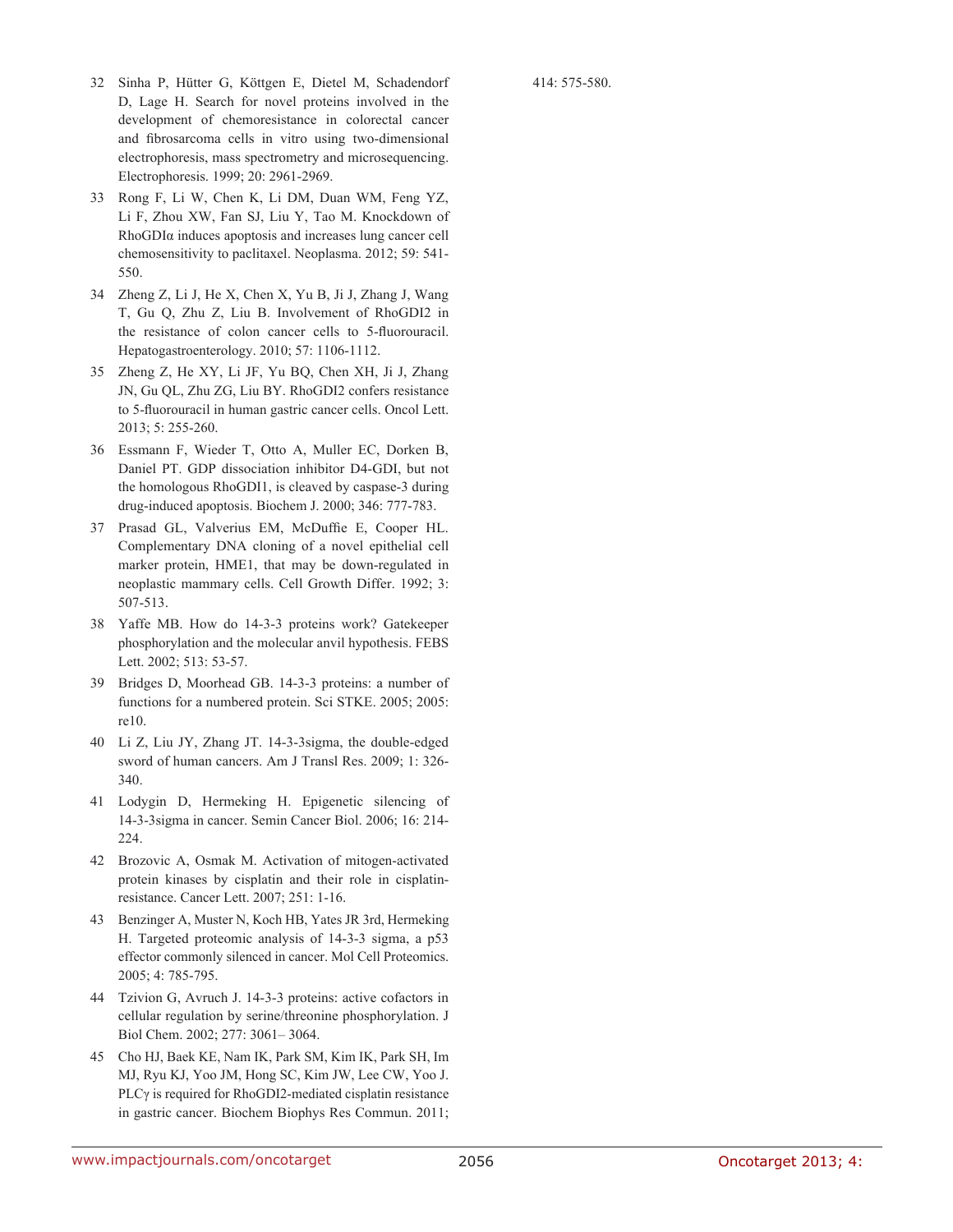32 Sinha P, Hütter G, Köttgen E, Dietel M, Schadendorf D, Lage H. Search for novel proteins involved in the development of chemoresistance in colorectal cancer and fibrosarcoma cells in vitro using two-dimensional electrophoresis, mass spectrometry and microsequencing. Electrophoresis. 1999; 20: 2961-2969.

33 Rong F, Li W, Chen K, Li DM, Duan WM, Feng YZ, Li F, Zhou XW, Fan SJ, Liu Y, Tao M. Knockdown of RhoGDIα induces apoptosis and increases lung cancer cell chemosensitivity to paclitaxel. Neoplasma. 2012; 59: 541-550.

34 Zheng Z, Li J, He X, Chen X, Yu B, Ji J, Zhang J, Wang T, Gu Q, Zhu Z, Liu B. Involvement of RhoGDI2 in the resistance of colon cancer cells to 5-fluorouracil. Hepatogastroenterology. 2010; 57: 1106-1112.

35 Zheng Z, He XY, Li JF, Yu BQ, Chen XH, Ji J, Zhang JN, Gu QL, Zhu ZG, Liu BY. RhoGDI2 confers resistance to 5-fluorouracil in human gastric cancer cells. Oncol Lett. 2013; 5: 255-260.

36 Essmann F, Wieder T, Otto A, Muller EC, Dorken B, Daniel PT. GDP dissociation inhibitor D4-GDI, but not the homologous RhoGDI1, is cleaved by caspase-3 during drug-induced apoptosis. Biochem J. 2000; 346: 777-783.

37 Prasad GL, Valverius EM, McDuffie E, Cooper HL. Complementary DNA cloning of a novel epithelial cell marker protein, HME1, that may be down-regulated in neoplastic mammary cells. Cell Growth Differ. 1992; 3: 507-513.

38 Yaffe MB. How do 14-3-3 proteins work? Gatekeeper phosphorylation and the molecular anvil hypothesis. FEBS Lett. 2002; 513: 53-57.

39 Bridges D, Moorhead GB. 14-3-3 proteins: a number of functions for a numbered protein. Sci STKE. 2005; 2005: re10.

40 Li Z, Liu JY, Zhang JT. 14-3-3sigma, the double-edged sword of human cancers. Am J Transl Res. 2009; 1: 326-340.

41 Lodygin D, Hermeking H. Epigenetic silencing of 14-3-3sigma in cancer. Semin Cancer Biol. 2006; 16: 214-224.

42 Brozovic A, Osmak M. Activation of mitogen-activated protein kinases by cisplatin and their role in cisplatin-resistance. Cancer Lett. 2007; 251: 1-16.

43 Benzinger A, Muster N, Koch HB, Yates JR 3rd, Hermeking H. Targeted proteomic analysis of 14-3-3 sigma, a p53 effector commonly silenced in cancer. Mol Cell Proteomics. 2005; 4: 785-795.

44 Tzivion G, Avruch J. 14-3-3 proteins: active cofactors in cellular regulation by serine/threonine phosphorylation. J Biol Chem. 2002; 277: 3061– 3064.

45 Cho HJ, Baek KE, Nam IK, Park SM, Kim IK, Park SH, Im MJ, Ryu KJ, Yoo JM, Hong SC, Kim JW, Lee CW, Yoo J. PLCγ is required for RhoGDI2-mediated cisplatin resistance in gastric cancer. Biochem Biophys Res Commun. 2011; 414: 575-580.